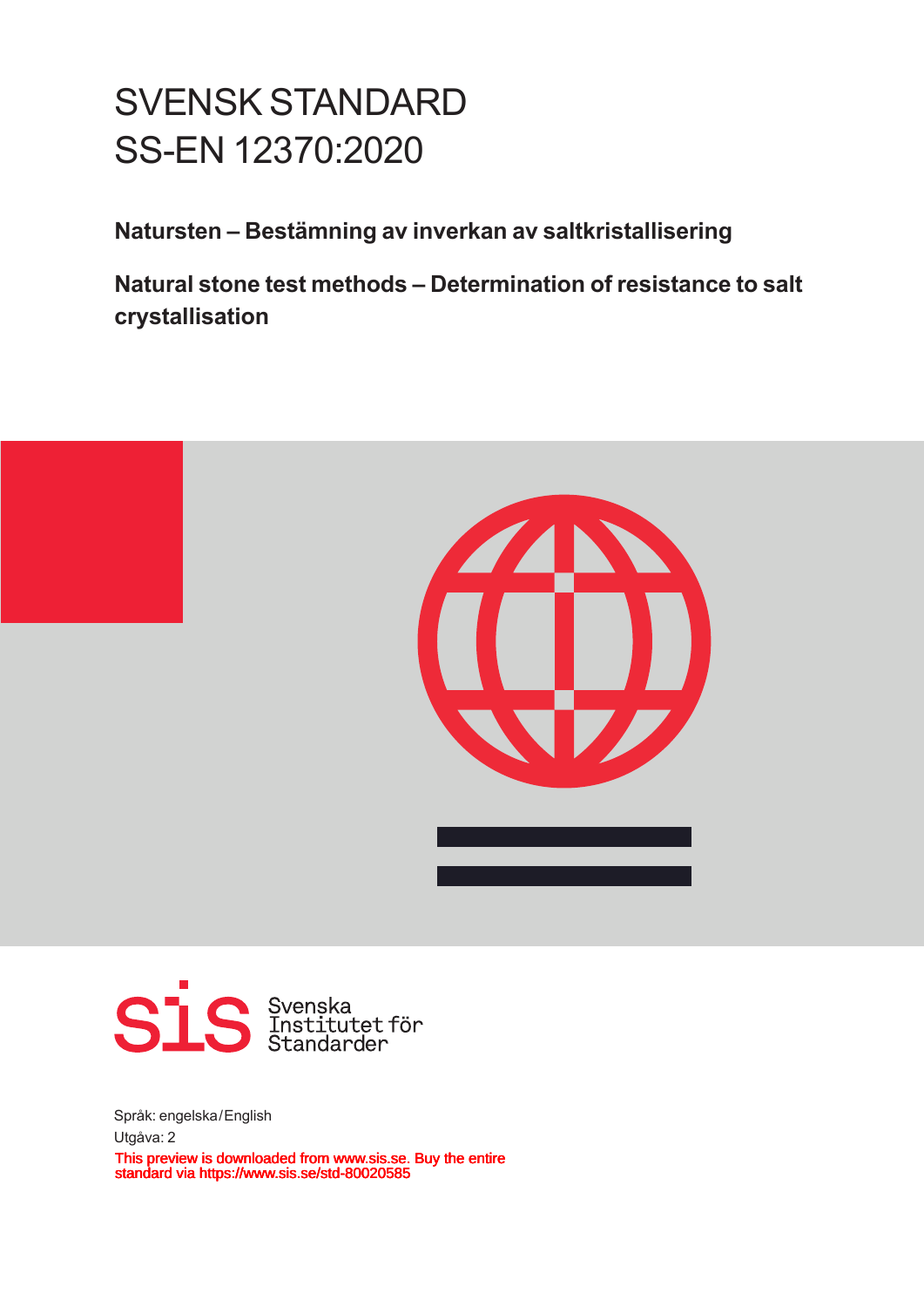# SVENSK STANDARD
# SS-EN 12370:2020

**Natursten – Bestämning av inverkan av saltkristallisering**

**Natural stone test methods – Determination of resistance to salt crystallisation**

Svenska Institutet för Standarder

Språk: engelska/English

Utgåva: 2

This preview is downloaded from www.sis.se. Buy the entire standard via https://www.sis.se/std-80020585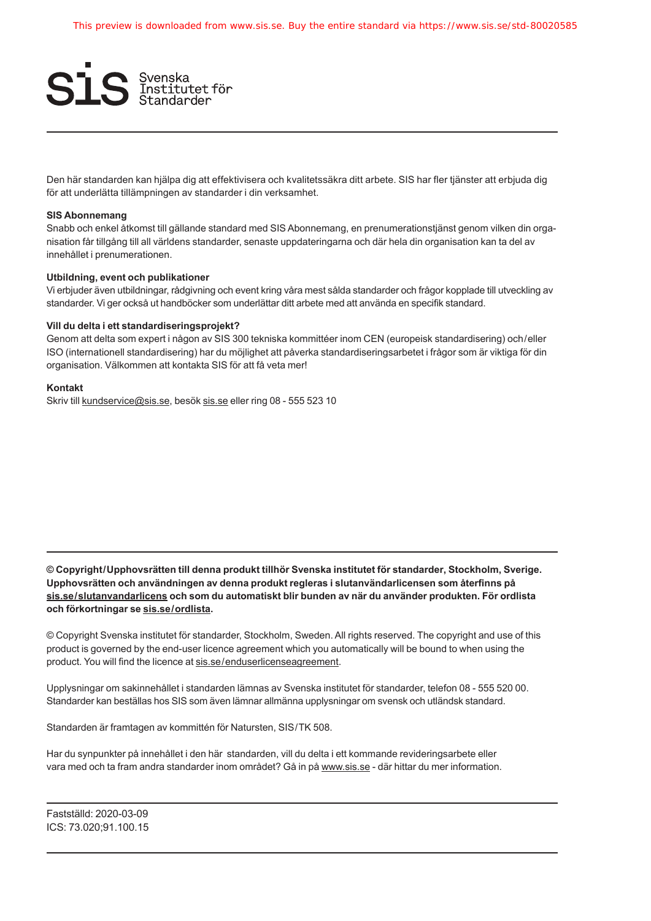Den här standarden kan hjälpa dig att effektivisera och kvalitetssäkra ditt arbete. SIS har fler tjänster att erbjuda dig för att underlätta tillämpningen av standarder i din verksamhet.

**SIS Abonnemang**

Snabb och enkel åtkomst till gällande standard med SIS Abonnemang, en prenumerationstjänst genom vilken din organisation får tillgång till all världens standarder, senaste uppdateringarna och där hela din organisation kan ta del av innehållet i prenumerationen.

**Utbildning, event och publikationer**

Vi erbjuder även utbildningar, rådgivning och event kring våra mest sålda standarder och frågor kopplade till utveckling av standarder. Vi ger också ut handböcker som underlättar ditt arbete med att använda en specifik standard.

**Vill du delta i ett standardiseringsprojekt?**

Genom att delta som expert i någon av SIS 300 tekniska kommittéer inom CEN (europeisk standardisering) och/eller ISO (internationell standardisering) har du möjlighet att påverka standardiseringsarbetet i frågor som är viktiga för din organisation. Välkommen att kontakta SIS för att få veta mer!

**Kontakt**

Skriv till kundservice@sis.se, besök sis.se eller ring 08 - 555 523 10

---

**© Copyright/Upphovsrätten till denna produkt tillhör Svenska institutet för standarder, Stockholm, Sverige. Upphovsrätten och användningen av denna produkt regleras i slutanvändarlicensen som återfinns på sis.se/slutanvandarlicens och som du automatiskt blir bunden av när du använder produkten. För ordlista och förkortningar se sis.se/ordlista.**

© Copyright Svenska institutet för standarder, Stockholm, Sweden. All rights reserved. The copyright and use of this product is governed by the end-user licence agreement which you automatically will be bound to when using the product. You will find the licence at sis.se/enduserlicenseagreement.

Upplysningar om sakinnehållet i standarden lämnas av Svenska institutet för standarder, telefon 08 - 555 520 00. Standarder kan beställas hos SIS som även lämnar allmänna upplysningar om svensk och utländsk standard.

Standarden är framtagen av kommittén för Natursten, SIS/TK 508.

Har du synpunkter på innehållet i den här standarden, vill du delta i ett kommande revideringsarbete eller vara med och ta fram andra standarder inom området? Gå in på www.sis.se - där hittar du mer information.

---

Fastställd: 2020-03-09
ICS: 73.020;91.100.15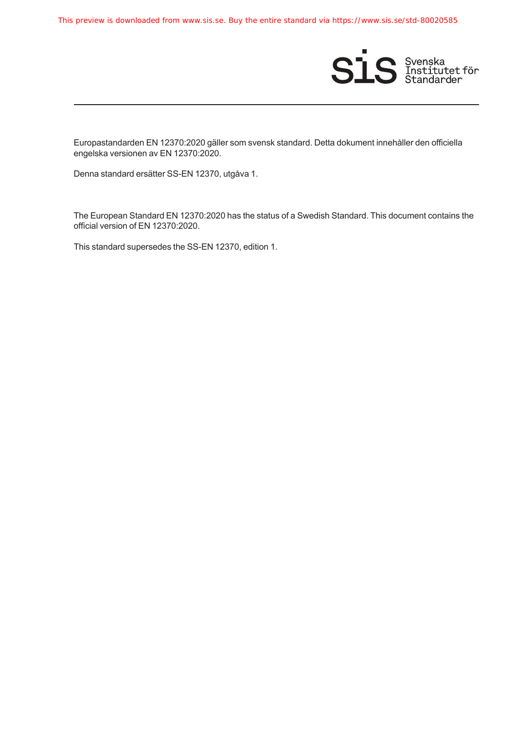Europastandarden EN 12370:2020 gäller som svensk standard. Detta dokument innehåller den officiella engelska versionen av EN 12370:2020.

Denna standard ersätter SS-EN 12370, utgåva 1.

The European Standard EN 12370:2020 has the status of a Swedish Standard. This document contains the official version of EN 12370:2020.

This standard supersedes the SS-EN 12370, edition 1.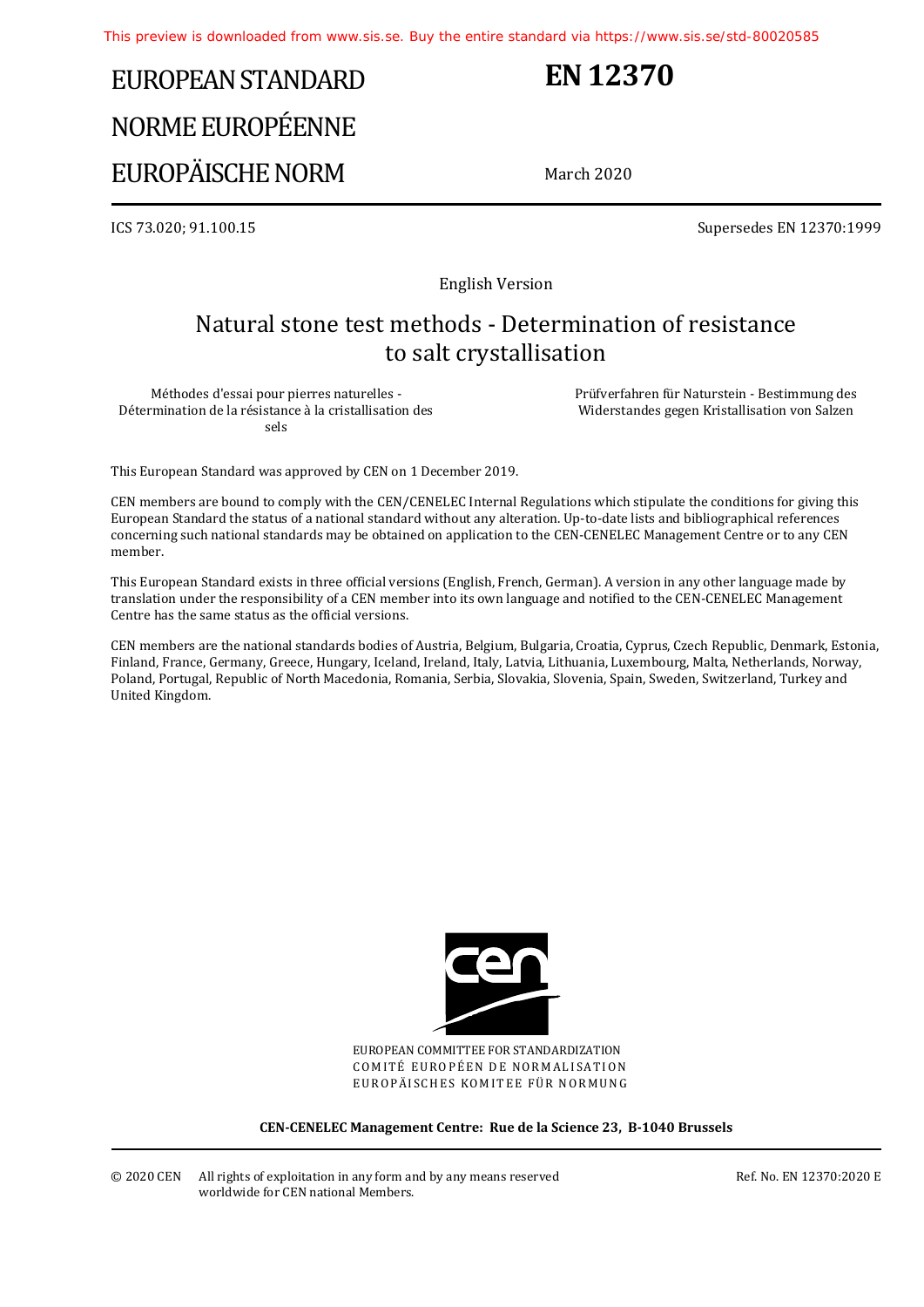This preview is downloaded from www.sis.se. Buy the entire standard via https://www.sis.se/std-80020585

# EUROPEAN STANDARD
# NORME EUROPÉENNE
# EUROPÄISCHE NORM

# EN 12370

March 2020

ICS 73.020; 91.100.15

Supersedes EN 12370:1999

English Version

## Natural stone test methods - Determination of resistance to salt crystallisation

Méthodes d'essai pour pierres naturelles - Détermination de la résistance à la cristallisation des sels

Prüfverfahren für Naturstein - Bestimmung des Widerstandes gegen Kristallisation von Salzen

This European Standard was approved by CEN on 1 December 2019.

CEN members are bound to comply with the CEN/CENELEC Internal Regulations which stipulate the conditions for giving this European Standard the status of a national standard without any alteration. Up-to-date lists and bibliographical references concerning such national standards may be obtained on application to the CEN-CENELEC Management Centre or to any CEN member.

This European Standard exists in three official versions (English, French, German). A version in any other language made by translation under the responsibility of a CEN member into its own language and notified to the CEN-CENELEC Management Centre has the same status as the official versions.

CEN members are the national standards bodies of Austria, Belgium, Bulgaria, Croatia, Cyprus, Czech Republic, Denmark, Estonia, Finland, France, Germany, Greece, Hungary, Iceland, Ireland, Italy, Latvia, Lithuania, Luxembourg, Malta, Netherlands, Norway, Poland, Portugal, Republic of North Macedonia, Romania, Serbia, Slovakia, Slovenia, Spain, Sweden, Switzerland, Turkey and United Kingdom.

EUROPEAN COMMITTEE FOR STANDARDIZATION
COMITÉ EUROPÉEN DE NORMALISATION
EUROPÄISCHES KOMITEE FÜR NORMUNG

**CEN-CENELEC Management Centre: Rue de la Science 23, B-1040 Brussels**

© 2020 CEN All rights of exploitation in any form and by any means reserved worldwide for CEN national Members.

Ref. No. EN 12370:2020 E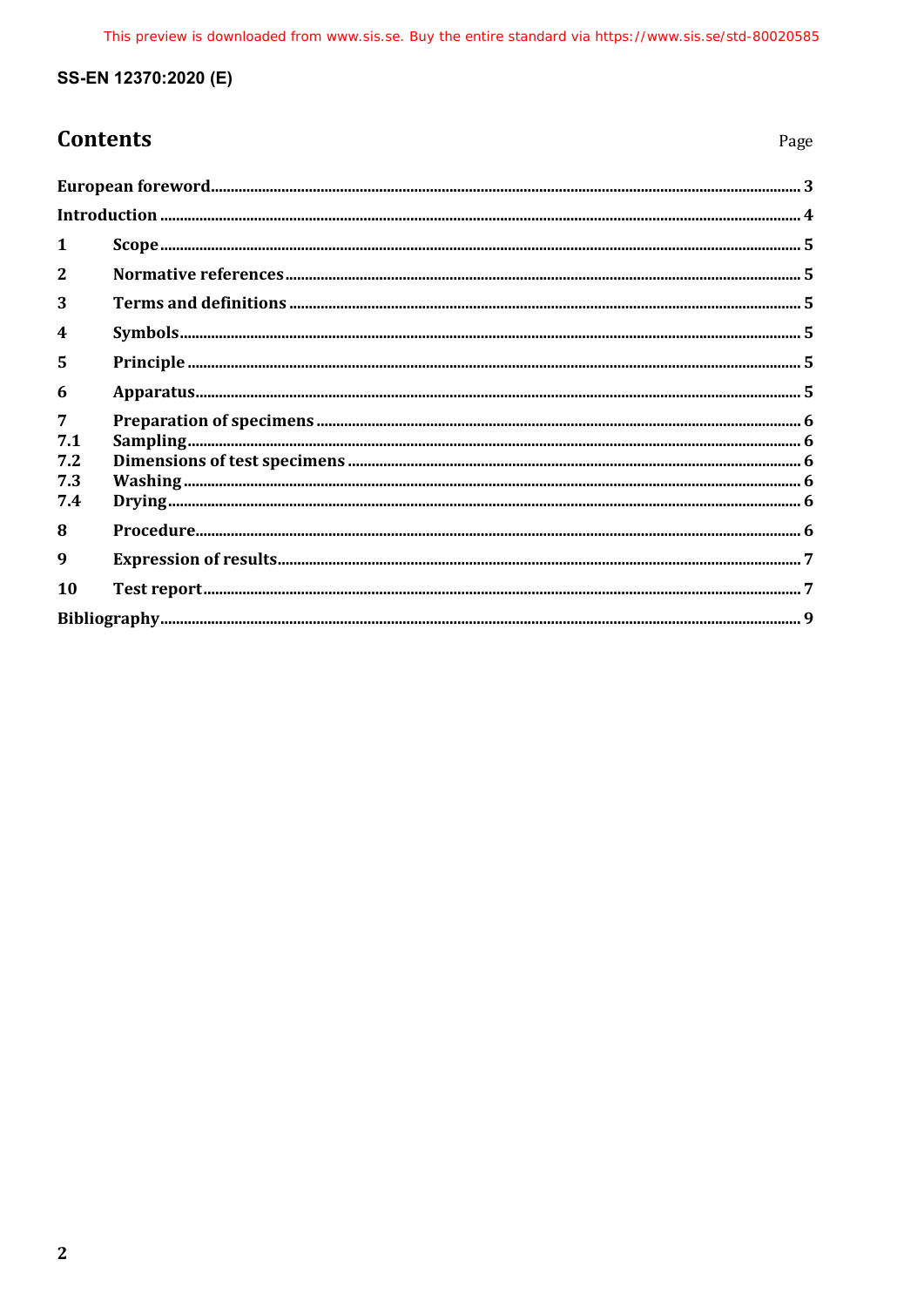# Contents

Page

European foreword .... 3

Introduction .... 4

1 Scope .... 5

2 Normative references .... 5

3 Terms and definitions .... 5

4 Symbols .... 5

5 Principle .... 5

6 Apparatus .... 5

7 Preparation of specimens .... 6

7.1 Sampling .... 6

7.2 Dimensions of test specimens .... 6

7.3 Washing .... 6

7.4 Drying .... 6

8 Procedure .... 6

9 Expression of results .... 7

10 Test report .... 7

Bibliography .... 9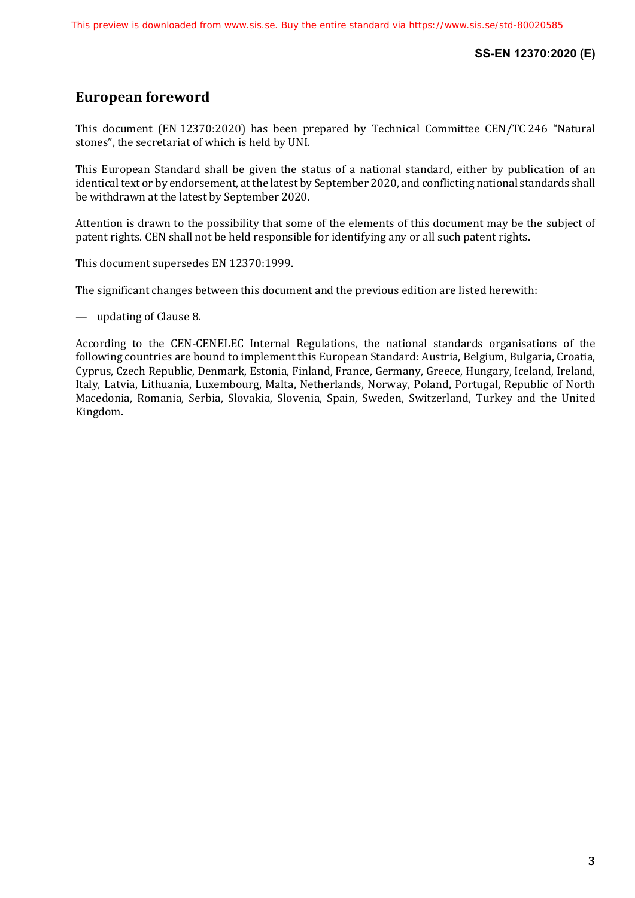# European foreword

This document (EN 12370:2020) has been prepared by Technical Committee CEN/TC 246 "Natural stones", the secretariat of which is held by UNI.

This European Standard shall be given the status of a national standard, either by publication of an identical text or by endorsement, at the latest by September 2020, and conflicting national standards shall be withdrawn at the latest by September 2020.

Attention is drawn to the possibility that some of the elements of this document may be the subject of patent rights. CEN shall not be held responsible for identifying any or all such patent rights.

This document supersedes EN 12370:1999.

The significant changes between this document and the previous edition are listed herewith:

— updating of Clause 8.

According to the CEN-CENELEC Internal Regulations, the national standards organisations of the following countries are bound to implement this European Standard: Austria, Belgium, Bulgaria, Croatia, Cyprus, Czech Republic, Denmark, Estonia, Finland, France, Germany, Greece, Hungary, Iceland, Ireland, Italy, Latvia, Lithuania, Luxembourg, Malta, Netherlands, Norway, Poland, Portugal, Republic of North Macedonia, Romania, Serbia, Slovakia, Slovenia, Spain, Sweden, Switzerland, Turkey and the United Kingdom.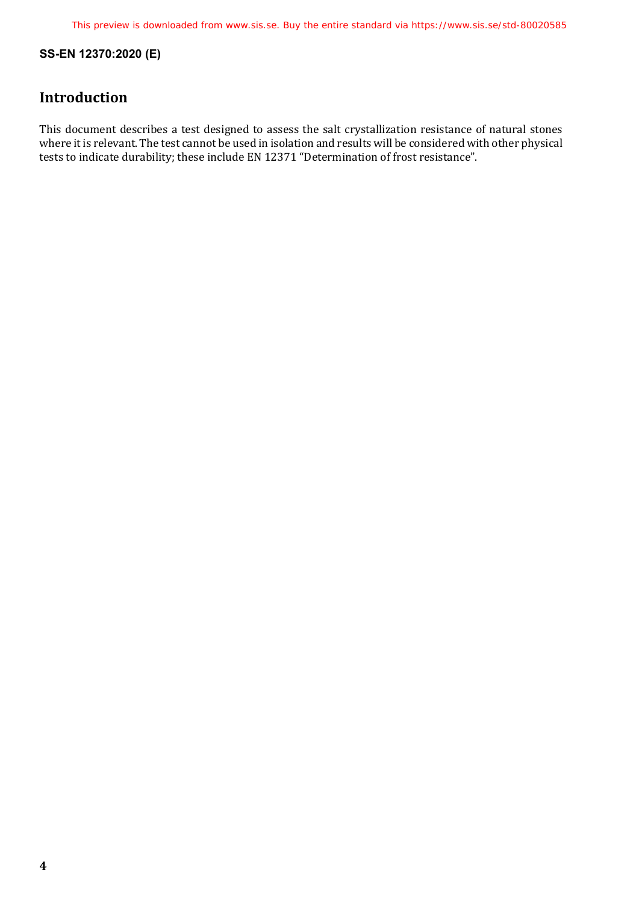## Introduction

This document describes a test designed to assess the salt crystallization resistance of natural stones where it is relevant. The test cannot be used in isolation and results will be considered with other physical tests to indicate durability; these include EN 12371 “Determination of frost resistance”.